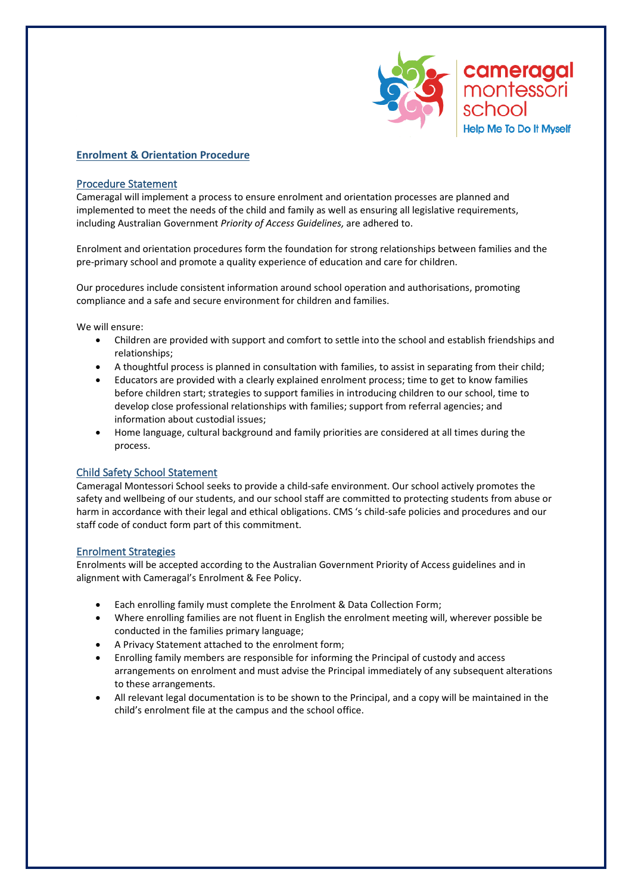## Enrolment & Orientation Procedure

### Procedure Statement

Cameragal will implement a process to ensure enrolment and orientation processes are planned and implemented to meet the needs of the child and family as well as ensuring all legislative requirements, including Australian Government *Priority of Access Guidelines,* are adhered to.

Enrolment and orientation procedures form the foundation for strong relationships between families and the pre-primary school and promote a quality experience of education and care for children.

Our procedures include consistent information around school operation and authorisations, promoting compliance and a safe and secure environment for children and families.

We will ensure:

- Children are provided with support and comfort to settle into the school and establish friendships and relationships;
- A thoughtful process is planned in consultation with families, to assist in separating from their child;
- Educators are provided with a clearly explained enrolment process; time to get to know families before children start; strategies to support families in introducing children to our school, time to develop close professional relationships with families; support from referral agencies; and information about custodial issues;
- Home language, cultural background and family priorities are considered at all times during the process.

### Child Safety School Statement

Cameragal Montessori School seeks to provide a child-safe environment. Our school actively promotes the safety and wellbeing of our students, and our school staff are committed to protecting students from abuse or harm in accordance with their legal and ethical obligations. CMS 's child-safe policies and procedures and our staff code of conduct form part of this commitment.

### Enrolment Strategies

Enrolments will be accepted according to the Australian Government Priority of Access guidelines and in alignment with Cameragal's Enrolment & Fee Policy.

- Each enrolling family must complete the Enrolment & Data Collection Form;
- Where enrolling families are not fluent in English the enrolment meeting will, wherever possible be conducted in the families primary language;
- A Privacy Statement attached to the enrolment form;
- Enrolling family members are responsible for informing the Principal of custody and access arrangements on enrolment and must advise the Principal immediately of any subsequent alterations to these arrangements.
- All relevant legal documentation is to be shown to the Principal, and a copy will be maintained in the child's enrolment file at the campus and the school office.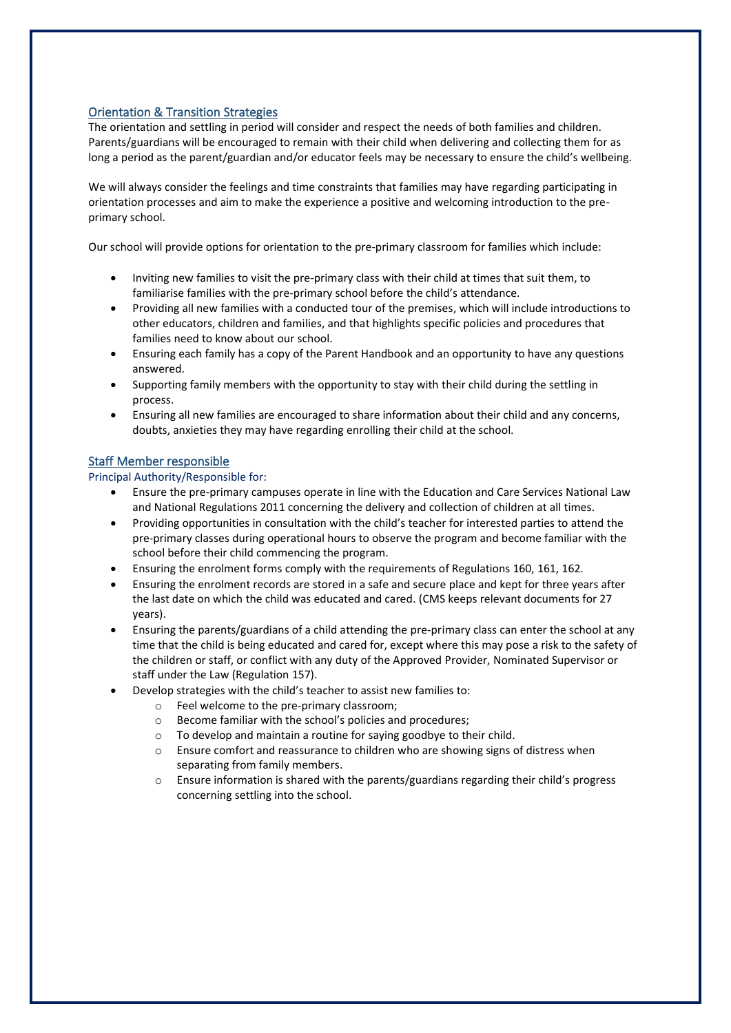## Orientation & Transition Strategies

The orientation and settling in period will consider and respect the needs of both families and children. Parents/guardians will be encouraged to remain with their child when delivering and collecting them for as long a period as the parent/guardian and/or educator feels may be necessary to ensure the child's wellbeing.

We will always consider the feelings and time constraints that families may have regarding participating in orientation processes and aim to make the experience a positive and welcoming introduction to the pre-primary school.

Our school will provide options for orientation to the pre-primary classroom for families which include:

- Inviting new families to visit the pre-primary class with their child at times that suit them, to familiarise families with the pre-primary school before the child's attendance.
- Providing all new families with a conducted tour of the premises, which will include introductions to other educators, children and families, and that highlights specific policies and procedures that families need to know about our school.
- Ensuring each family has a copy of the Parent Handbook and an opportunity to have any questions answered.
- Supporting family members with the opportunity to stay with their child during the settling in process.
- Ensuring all new families are encouraged to share information about their child and any concerns, doubts, anxieties they may have regarding enrolling their child at the school.

## Staff Member responsible

### Principal Authority/Responsible for:

- Ensure the pre-primary campuses operate in line with the Education and Care Services National Law and National Regulations 2011 concerning the delivery and collection of children at all times.
- Providing opportunities in consultation with the child's teacher for interested parties to attend the pre-primary classes during operational hours to observe the program and become familiar with the school before their child commencing the program.
- Ensuring the enrolment forms comply with the requirements of Regulations 160, 161, 162.
- Ensuring the enrolment records are stored in a safe and secure place and kept for three years after the last date on which the child was educated and cared. (CMS keeps relevant documents for 27 years).
- Ensuring the parents/guardians of a child attending the pre-primary class can enter the school at any time that the child is being educated and cared for, except where this may pose a risk to the safety of the children or staff, or conflict with any duty of the Approved Provider, Nominated Supervisor or staff under the Law (Regulation 157).
- Develop strategies with the child's teacher to assist new families to:
  - Feel welcome to the pre-primary classroom;
  - Become familiar with the school's policies and procedures;
  - To develop and maintain a routine for saying goodbye to their child.
  - Ensure comfort and reassurance to children who are showing signs of distress when separating from family members.
  - Ensure information is shared with the parents/guardians regarding their child's progress concerning settling into the school.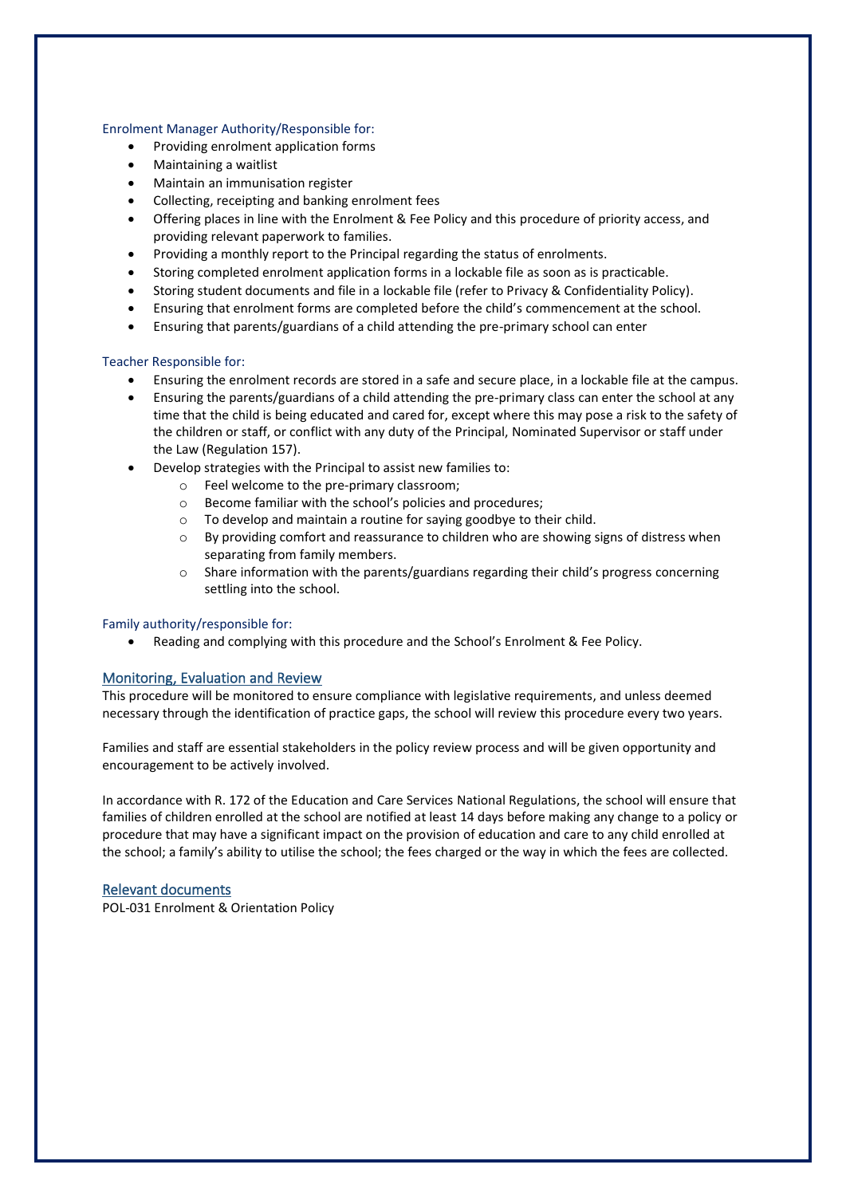### Enrolment Manager Authority/Responsible for:

- Providing enrolment application forms
- Maintaining a waitlist
- Maintain an immunisation register
- Collecting, receipting and banking enrolment fees
- Offering places in line with the Enrolment & Fee Policy and this procedure of priority access, and providing relevant paperwork to families.
- Providing a monthly report to the Principal regarding the status of enrolments.
- Storing completed enrolment application forms in a lockable file as soon as is practicable.
- Storing student documents and file in a lockable file (refer to Privacy & Confidentiality Policy).
- Ensuring that enrolment forms are completed before the child's commencement at the school.
- Ensuring that parents/guardians of a child attending the pre-primary school can enter

### Teacher Responsible for:

- Ensuring the enrolment records are stored in a safe and secure place, in a lockable file at the campus.
- Ensuring the parents/guardians of a child attending the pre-primary class can enter the school at any time that the child is being educated and cared for, except where this may pose a risk to the safety of the children or staff, or conflict with any duty of the Principal, Nominated Supervisor or staff under the Law (Regulation 157).
- Develop strategies with the Principal to assist new families to:
  - Feel welcome to the pre-primary classroom;
  - Become familiar with the school's policies and procedures;
  - To develop and maintain a routine for saying goodbye to their child.
  - By providing comfort and reassurance to children who are showing signs of distress when separating from family members.
  - Share information with the parents/guardians regarding their child's progress concerning settling into the school.

### Family authority/responsible for:

- Reading and complying with this procedure and the School's Enrolment & Fee Policy.

## Monitoring, Evaluation and Review

This procedure will be monitored to ensure compliance with legislative requirements, and unless deemed necessary through the identification of practice gaps, the school will review this procedure every two years.

Families and staff are essential stakeholders in the policy review process and will be given opportunity and encouragement to be actively involved.

In accordance with R. 172 of the Education and Care Services National Regulations, the school will ensure that families of children enrolled at the school are notified at least 14 days before making any change to a policy or procedure that may have a significant impact on the provision of education and care to any child enrolled at the school; a family's ability to utilise the school; the fees charged or the way in which the fees are collected.

## Relevant documents

POL-031 Enrolment & Orientation Policy